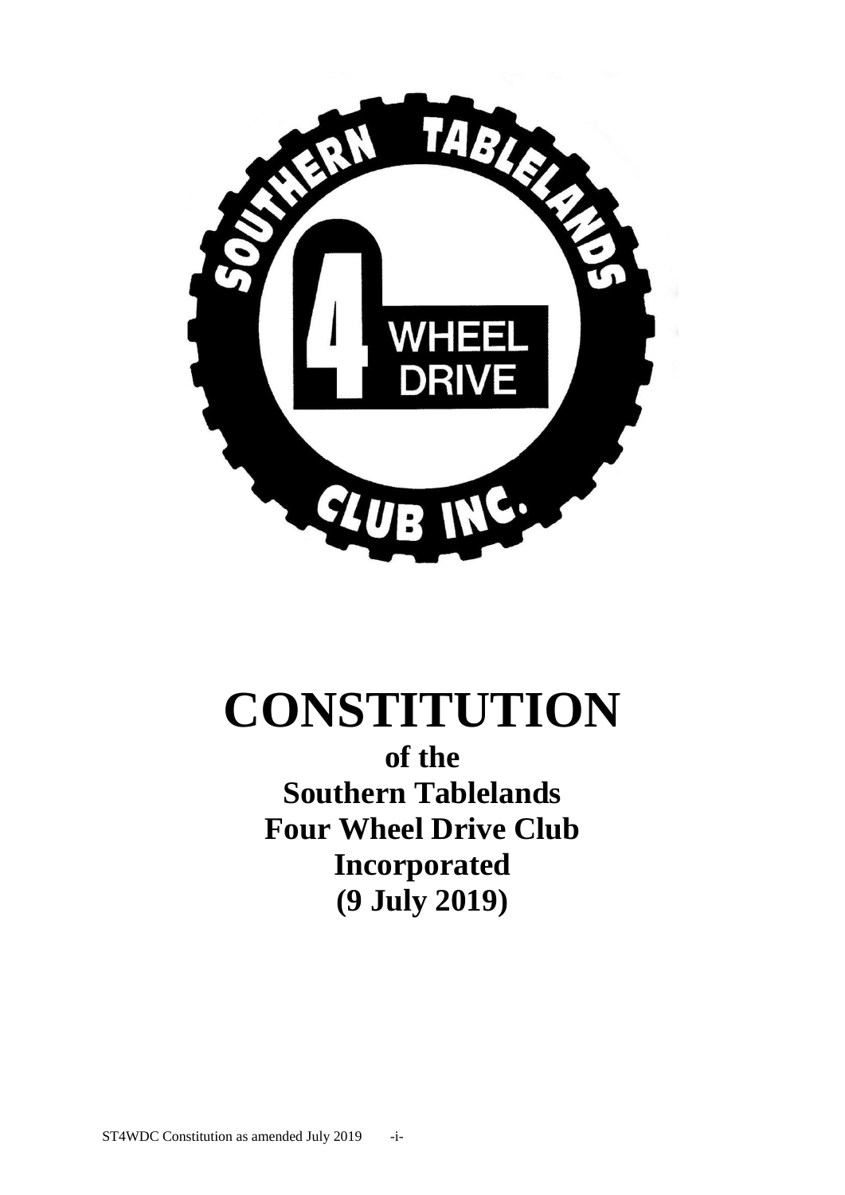# CONSTITUTION

**of the**
**Southern Tablelands**
**Four Wheel Drive Club**
**Incorporated**
**(9 July 2019)**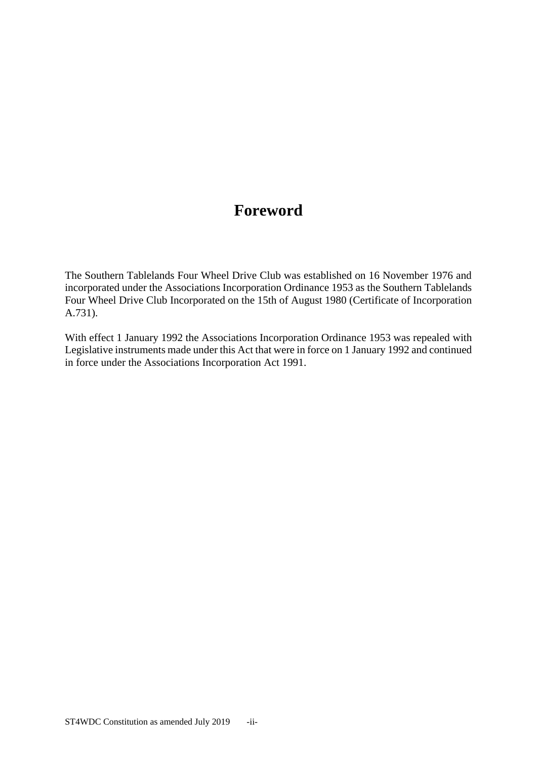# Foreword

The Southern Tablelands Four Wheel Drive Club was established on 16 November 1976 and incorporated under the Associations Incorporation Ordinance 1953 as the Southern Tablelands Four Wheel Drive Club Incorporated on the 15th of August 1980 (Certificate of Incorporation A.731).

With effect 1 January 1992 the Associations Incorporation Ordinance 1953 was repealed with Legislative instruments made under this Act that were in force on 1 January 1992 and continued in force under the Associations Incorporation Act 1991.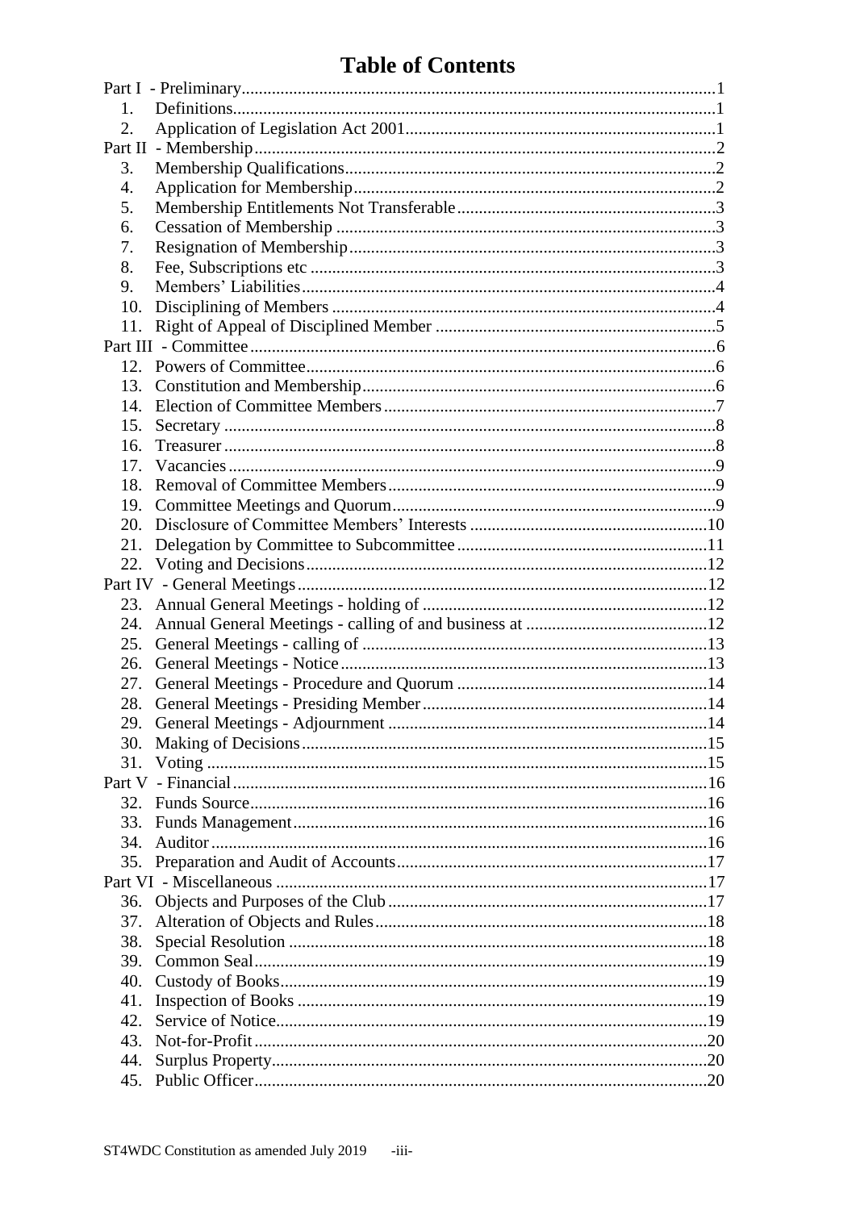# Table of Contents

Part I - Preliminary ... 1
- 1. Definitions ... 1
- 2. Application of Legislation Act 2001 ... 1

Part II - Membership ... 2
- 3. Membership Qualifications ... 2
- 4. Application for Membership ... 2
- 5. Membership Entitlements Not Transferable ... 3
- 6. Cessation of Membership ... 3
- 7. Resignation of Membership ... 3
- 8. Fee, Subscriptions etc ... 3
- 9. Members' Liabilities ... 4
- 10. Disciplining of Members ... 4
- 11. Right of Appeal of Disciplined Member ... 5

Part III - Committee ... 6
- 12. Powers of Committee ... 6
- 13. Constitution and Membership ... 6
- 14. Election of Committee Members ... 7
- 15. Secretary ... 8
- 16. Treasurer ... 8
- 17. Vacancies ... 9
- 18. Removal of Committee Members ... 9
- 19. Committee Meetings and Quorum ... 9
- 20. Disclosure of Committee Members' Interests ... 10
- 21. Delegation by Committee to Subcommittee ... 11
- 22. Voting and Decisions ... 12

Part IV - General Meetings ... 12
- 23. Annual General Meetings - holding of ... 12
- 24. Annual General Meetings - calling of and business at ... 12
- 25. General Meetings - calling of ... 13
- 26. General Meetings - Notice ... 13
- 27. General Meetings - Procedure and Quorum ... 14
- 28. General Meetings - Presiding Member ... 14
- 29. General Meetings - Adjournment ... 14
- 30. Making of Decisions ... 15
- 31. Voting ... 15

Part V - Financial ... 16
- 32. Funds Source ... 16
- 33. Funds Management ... 16
- 34. Auditor ... 16
- 35. Preparation and Audit of Accounts ... 17

Part VI - Miscellaneous ... 17
- 36. Objects and Purposes of the Club ... 17
- 37. Alteration of Objects and Rules ... 18
- 38. Special Resolution ... 18
- 39. Common Seal ... 19
- 40. Custody of Books ... 19
- 41. Inspection of Books ... 19
- 42. Service of Notice ... 19
- 43. Not-for-Profit ... 20
- 44. Surplus Property ... 20
- 45. Public Officer ... 20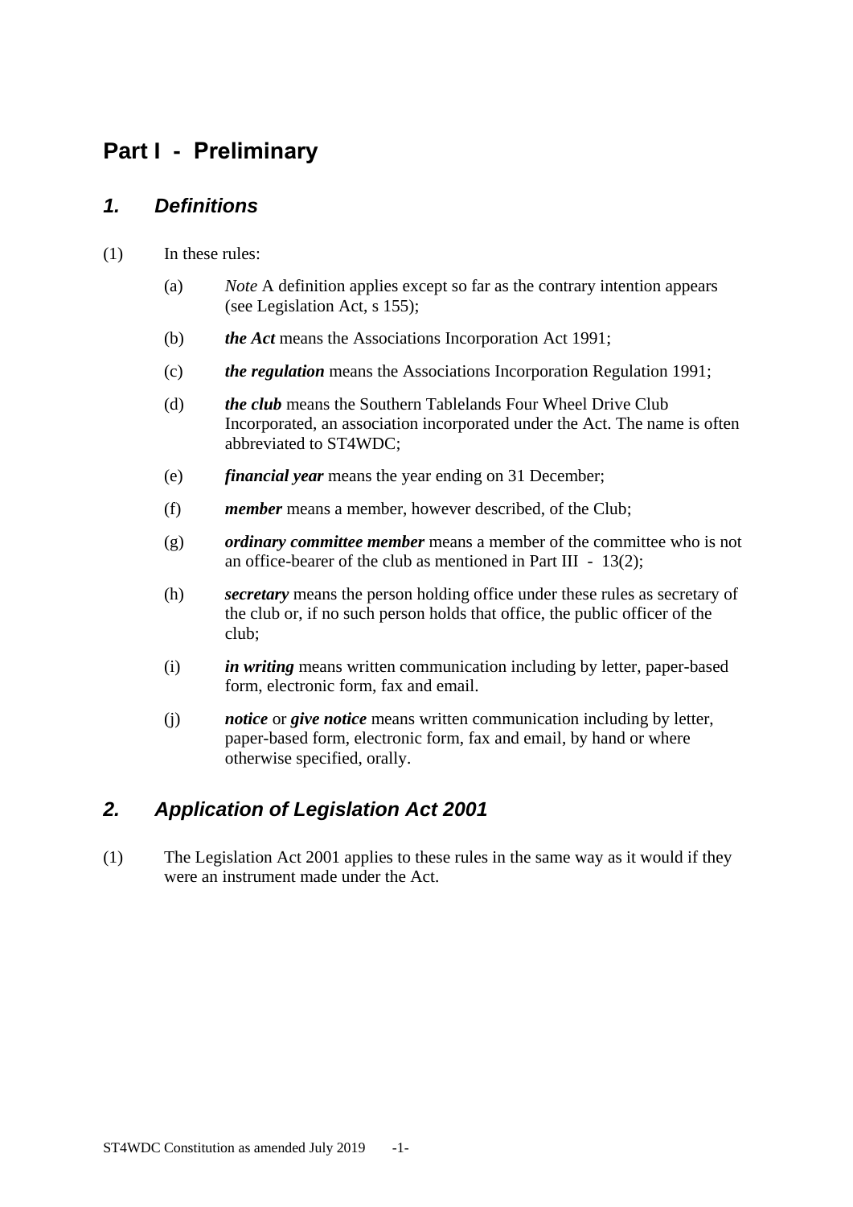# Part I - Preliminary

## *1. Definitions*

(1) In these rules:

(a) *Note* A definition applies except so far as the contrary intention appears (see Legislation Act, s 155);

(b) ***the Act*** means the Associations Incorporation Act 1991;

(c) ***the regulation*** means the Associations Incorporation Regulation 1991;

(d) ***the club*** means the Southern Tablelands Four Wheel Drive Club Incorporated, an association incorporated under the Act. The name is often abbreviated to ST4WDC;

(e) ***financial year*** means the year ending on 31 December;

(f) ***member*** means a member, however described, of the Club;

(g) ***ordinary committee member*** means a member of the committee who is not an office-bearer of the club as mentioned in Part III - 13(2);

(h) ***secretary*** means the person holding office under these rules as secretary of the club or, if no such person holds that office, the public officer of the club;

(i) ***in writing*** means written communication including by letter, paper-based form, electronic form, fax and email.

(j) ***notice*** or ***give notice*** means written communication including by letter, paper-based form, electronic form, fax and email, by hand or where otherwise specified, orally.

## *2. Application of Legislation Act 2001*

(1) The Legislation Act 2001 applies to these rules in the same way as it would if they were an instrument made under the Act.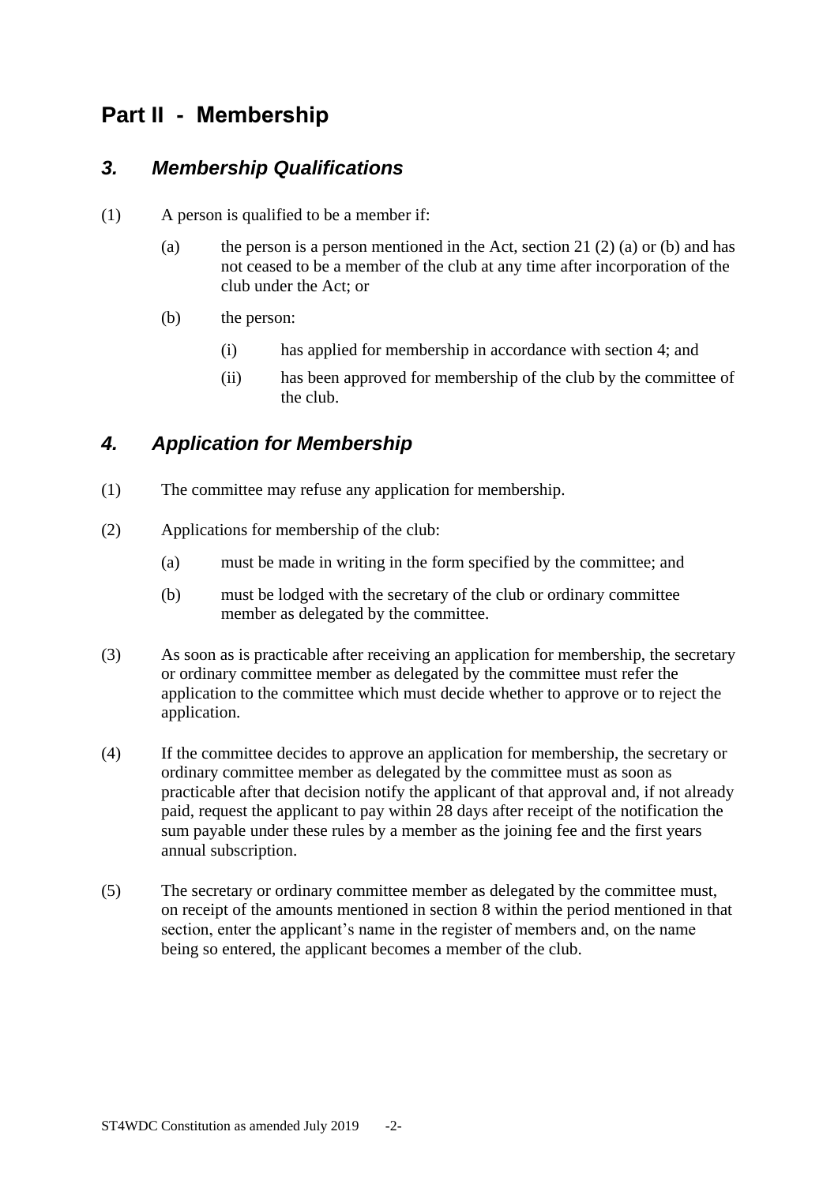# Part II - Membership

## *3. Membership Qualifications*

(1) A person is qualified to be a member if:

(a) the person is a person mentioned in the Act, section 21 (2) (a) or (b) and has not ceased to be a member of the club at any time after incorporation of the club under the Act; or

(b) the person:

(i) has applied for membership in accordance with section 4; and

(ii) has been approved for membership of the club by the committee of the club.

## *4. Application for Membership*

(1) The committee may refuse any application for membership.

(2) Applications for membership of the club:

(a) must be made in writing in the form specified by the committee; and

(b) must be lodged with the secretary of the club or ordinary committee member as delegated by the committee.

(3) As soon as is practicable after receiving an application for membership, the secretary or ordinary committee member as delegated by the committee must refer the application to the committee which must decide whether to approve or to reject the application.

(4) If the committee decides to approve an application for membership, the secretary or ordinary committee member as delegated by the committee must as soon as practicable after that decision notify the applicant of that approval and, if not already paid, request the applicant to pay within 28 days after receipt of the notification the sum payable under these rules by a member as the joining fee and the first years annual subscription.

(5) The secretary or ordinary committee member as delegated by the committee must, on receipt of the amounts mentioned in section 8 within the period mentioned in that section, enter the applicant's name in the register of members and, on the name being so entered, the applicant becomes a member of the club.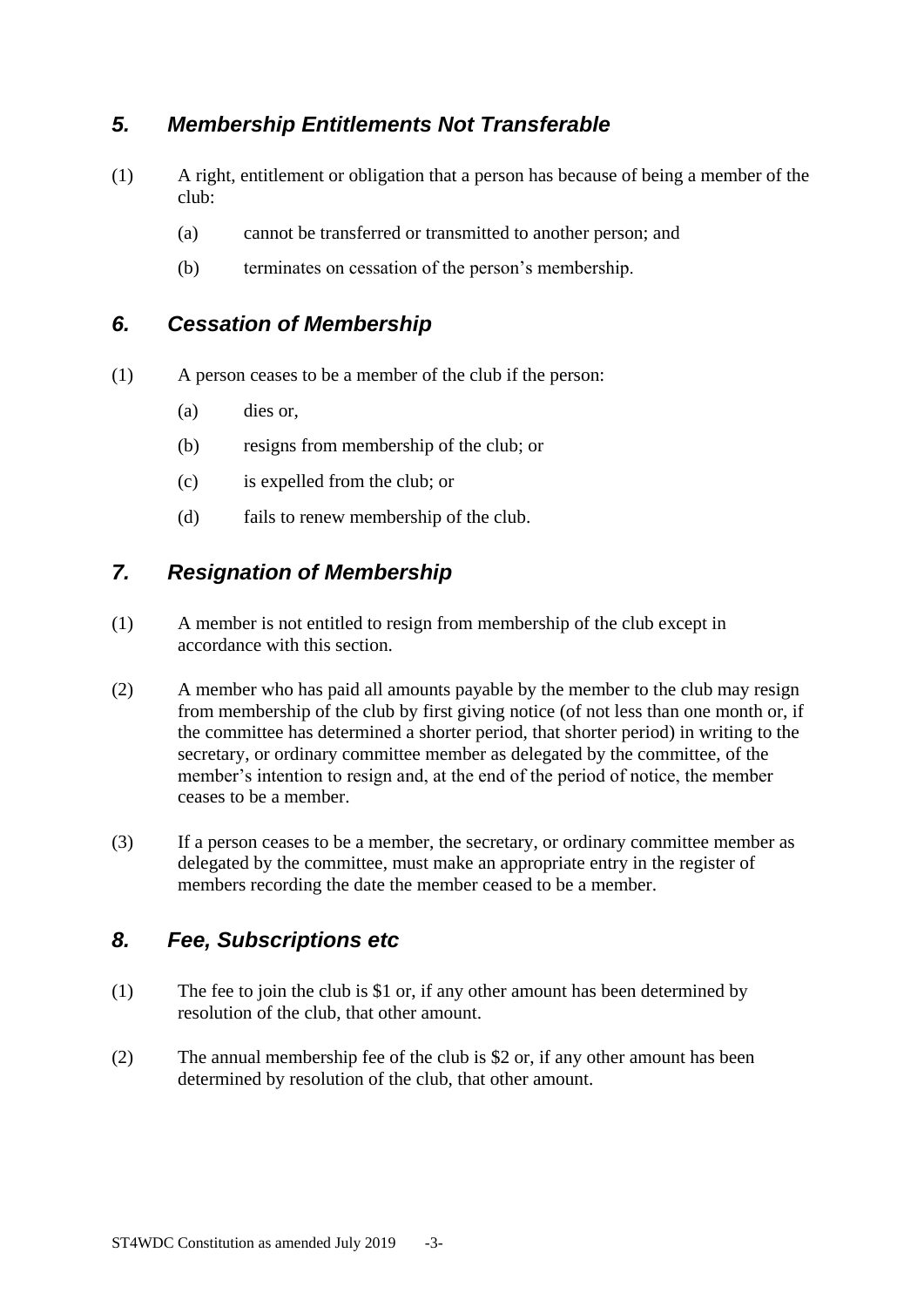## *5. Membership Entitlements Not Transferable*

(1) A right, entitlement or obligation that a person has because of being a member of the club:

   (a) cannot be transferred or transmitted to another person; and

   (b) terminates on cessation of the person's membership.

## *6. Cessation of Membership*

(1) A person ceases to be a member of the club if the person:

   (a) dies or,

   (b) resigns from membership of the club; or

   (c) is expelled from the club; or

   (d) fails to renew membership of the club.

## *7. Resignation of Membership*

(1) A member is not entitled to resign from membership of the club except in accordance with this section.

(2) A member who has paid all amounts payable by the member to the club may resign from membership of the club by first giving notice (of not less than one month or, if the committee has determined a shorter period, that shorter period) in writing to the secretary, or ordinary committee member as delegated by the committee, of the member's intention to resign and, at the end of the period of notice, the member ceases to be a member.

(3) If a person ceases to be a member, the secretary, or ordinary committee member as delegated by the committee, must make an appropriate entry in the register of members recording the date the member ceased to be a member.

## *8. Fee, Subscriptions etc*

(1) The fee to join the club is $1 or, if any other amount has been determined by resolution of the club, that other amount.

(2) The annual membership fee of the club is $2 or, if any other amount has been determined by resolution of the club, that other amount.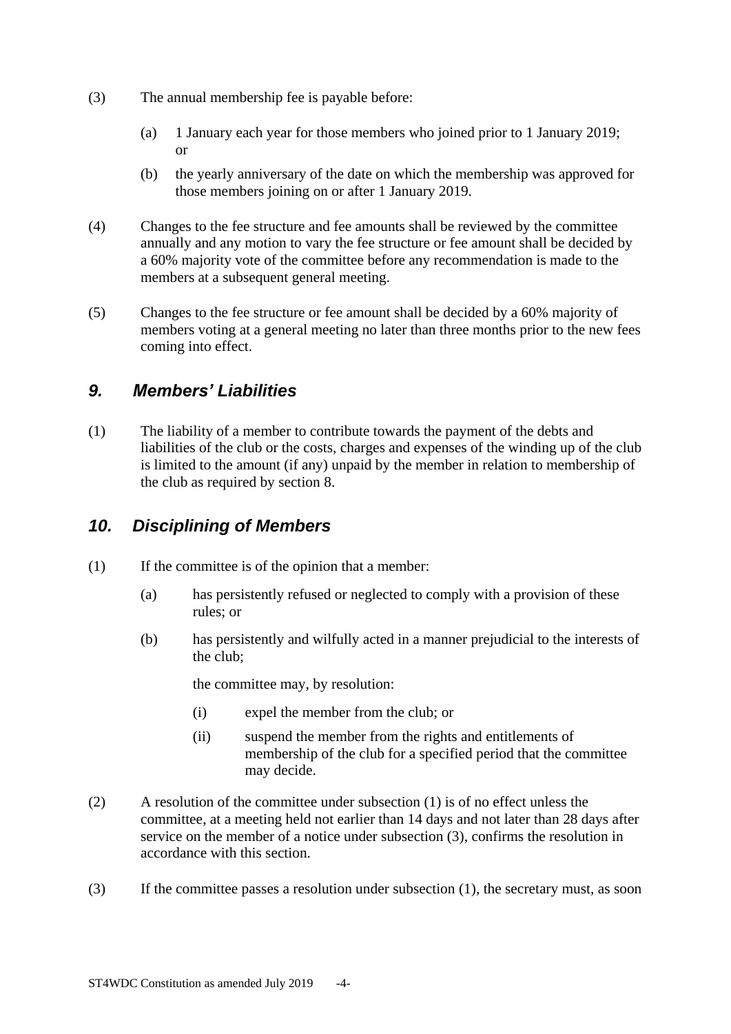(3) The annual membership fee is payable before:

  (a) 1 January each year for those members who joined prior to 1 January 2019; or

  (b) the yearly anniversary of the date on which the membership was approved for those members joining on or after 1 January 2019.

(4) Changes to the fee structure and fee amounts shall be reviewed by the committee annually and any motion to vary the fee structure or fee amount shall be decided by a 60% majority vote of the committee before any recommendation is made to the members at a subsequent general meeting.

(5) Changes to the fee structure or fee amount shall be decided by a 60% majority of members voting at a general meeting no later than three months prior to the new fees coming into effect.

## *9. Members' Liabilities*

(1) The liability of a member to contribute towards the payment of the debts and liabilities of the club or the costs, charges and expenses of the winding up of the club is limited to the amount (if any) unpaid by the member in relation to membership of the club as required by section 8.

## *10. Disciplining of Members*

(1) If the committee is of the opinion that a member:

  (a) has persistently refused or neglected to comply with a provision of these rules; or

  (b) has persistently and wilfully acted in a manner prejudicial to the interests of the club;

  the committee may, by resolution:

    (i) expel the member from the club; or

    (ii) suspend the member from the rights and entitlements of membership of the club for a specified period that the committee may decide.

(2) A resolution of the committee under subsection (1) is of no effect unless the committee, at a meeting held not earlier than 14 days and not later than 28 days after service on the member of a notice under subsection (3), confirms the resolution in accordance with this section.

(3) If the committee passes a resolution under subsection (1), the secretary must, as soon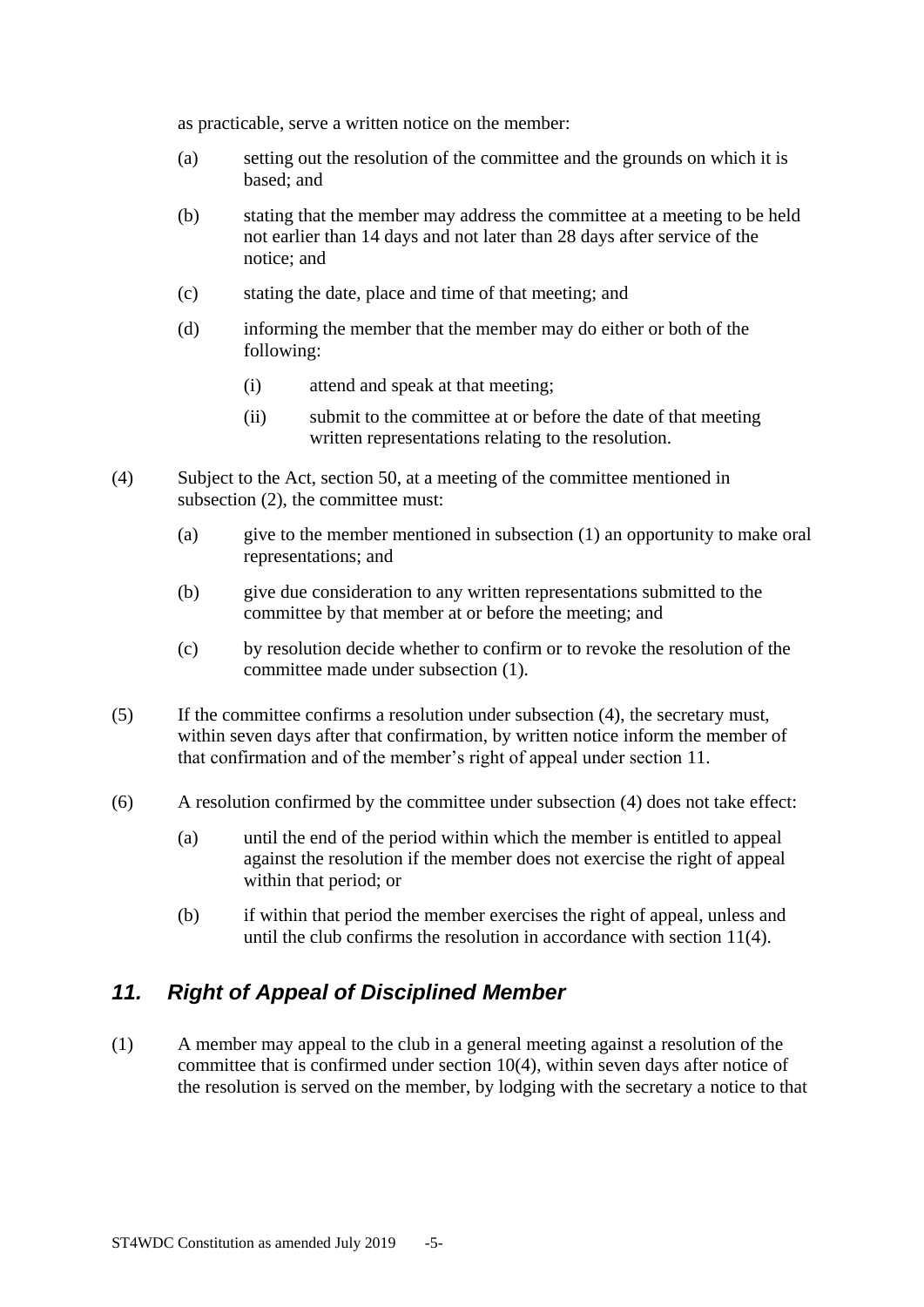as practicable, serve a written notice on the member:

(a) setting out the resolution of the committee and the grounds on which it is based; and

(b) stating that the member may address the committee at a meeting to be held not earlier than 14 days and not later than 28 days after service of the notice; and

(c) stating the date, place and time of that meeting; and

(d) informing the member that the member may do either or both of the following:

(i) attend and speak at that meeting;

(ii) submit to the committee at or before the date of that meeting written representations relating to the resolution.

(4) Subject to the Act, section 50, at a meeting of the committee mentioned in subsection (2), the committee must:

(a) give to the member mentioned in subsection (1) an opportunity to make oral representations; and

(b) give due consideration to any written representations submitted to the committee by that member at or before the meeting; and

(c) by resolution decide whether to confirm or to revoke the resolution of the committee made under subsection (1).

(5) If the committee confirms a resolution under subsection (4), the secretary must, within seven days after that confirmation, by written notice inform the member of that confirmation and of the member's right of appeal under section 11.

(6) A resolution confirmed by the committee under subsection (4) does not take effect:

(a) until the end of the period within which the member is entitled to appeal against the resolution if the member does not exercise the right of appeal within that period; or

(b) if within that period the member exercises the right of appeal, unless and until the club confirms the resolution in accordance with section 11(4).

## *11. Right of Appeal of Disciplined Member*

(1) A member may appeal to the club in a general meeting against a resolution of the committee that is confirmed under section 10(4), within seven days after notice of the resolution is served on the member, by lodging with the secretary a notice to that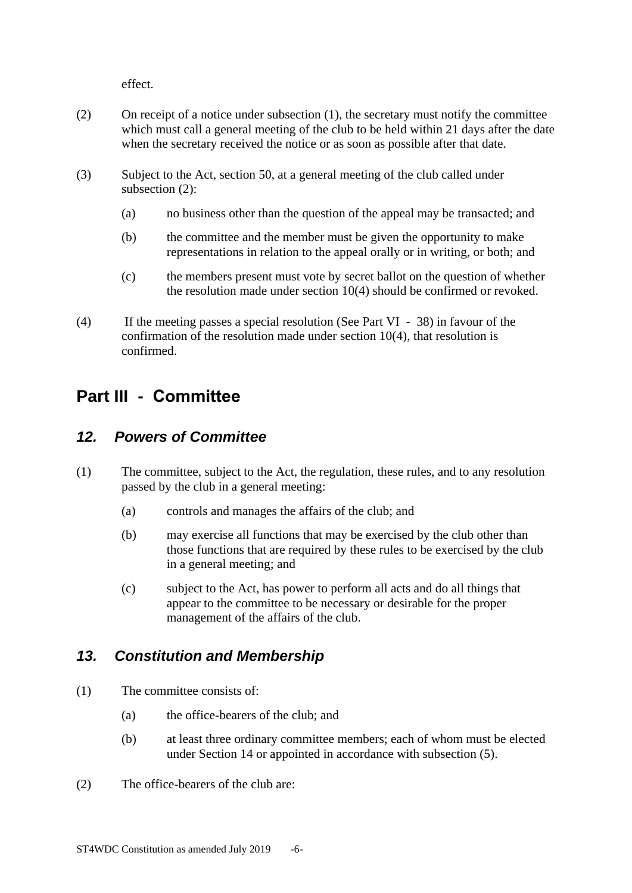effect.

(2) On receipt of a notice under subsection (1), the secretary must notify the committee which must call a general meeting of the club to be held within 21 days after the date when the secretary received the notice or as soon as possible after that date.

(3) Subject to the Act, section 50, at a general meeting of the club called under subsection (2):

  (a) no business other than the question of the appeal may be transacted; and

  (b) the committee and the member must be given the opportunity to make representations in relation to the appeal orally or in writing, or both; and

  (c) the members present must vote by secret ballot on the question of whether the resolution made under section 10(4) should be confirmed or revoked.

(4) If the meeting passes a special resolution (See Part VI - 38) in favour of the confirmation of the resolution made under section 10(4), that resolution is confirmed.

## Part III - Committee

### *12. Powers of Committee*

(1) The committee, subject to the Act, the regulation, these rules, and to any resolution passed by the club in a general meeting:

  (a) controls and manages the affairs of the club; and

  (b) may exercise all functions that may be exercised by the club other than those functions that are required by these rules to be exercised by the club in a general meeting; and

  (c) subject to the Act, has power to perform all acts and do all things that appear to the committee to be necessary or desirable for the proper management of the affairs of the club.

### *13. Constitution and Membership*

(1) The committee consists of:

  (a) the office-bearers of the club; and

  (b) at least three ordinary committee members; each of whom must be elected under Section 14 or appointed in accordance with subsection (5).

(2) The office-bearers of the club are: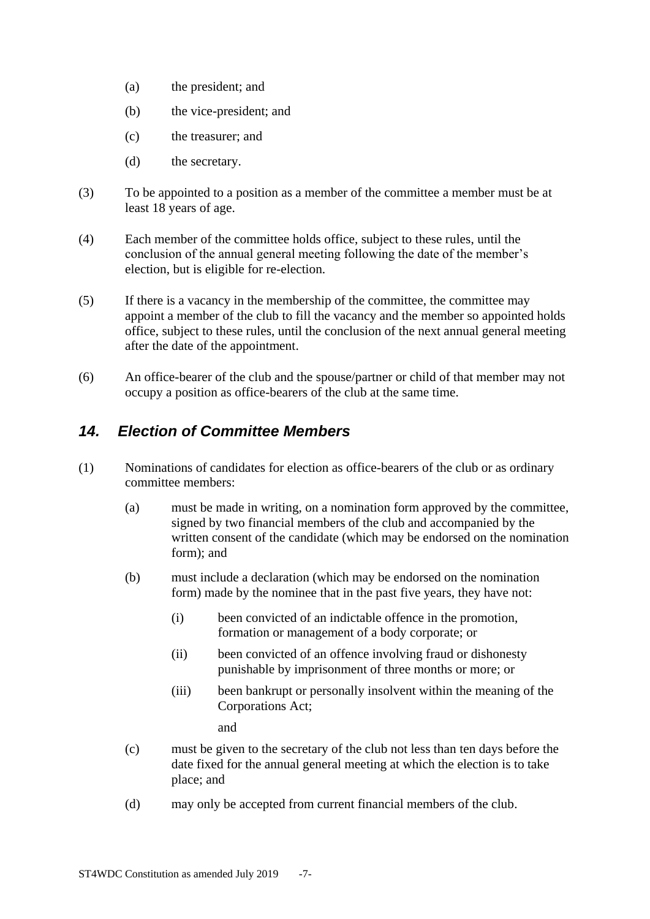(a) the president; and

(b) the vice-president; and

(c) the treasurer; and

(d) the secretary.

(3) To be appointed to a position as a member of the committee a member must be at least 18 years of age.

(4) Each member of the committee holds office, subject to these rules, until the conclusion of the annual general meeting following the date of the member's election, but is eligible for re-election.

(5) If there is a vacancy in the membership of the committee, the committee may appoint a member of the club to fill the vacancy and the member so appointed holds office, subject to these rules, until the conclusion of the next annual general meeting after the date of the appointment.

(6) An office-bearer of the club and the spouse/partner or child of that member may not occupy a position as office-bearers of the club at the same time.

## *14. Election of Committee Members*

(1) Nominations of candidates for election as office-bearers of the club or as ordinary committee members:

(a) must be made in writing, on a nomination form approved by the committee, signed by two financial members of the club and accompanied by the written consent of the candidate (which may be endorsed on the nomination form); and

(b) must include a declaration (which may be endorsed on the nomination form) made by the nominee that in the past five years, they have not:

(i) been convicted of an indictable offence in the promotion, formation or management of a body corporate; or

(ii) been convicted of an offence involving fraud or dishonesty punishable by imprisonment of three months or more; or

(iii) been bankrupt or personally insolvent within the meaning of the Corporations Act;

and

(c) must be given to the secretary of the club not less than ten days before the date fixed for the annual general meeting at which the election is to take place; and

(d) may only be accepted from current financial members of the club.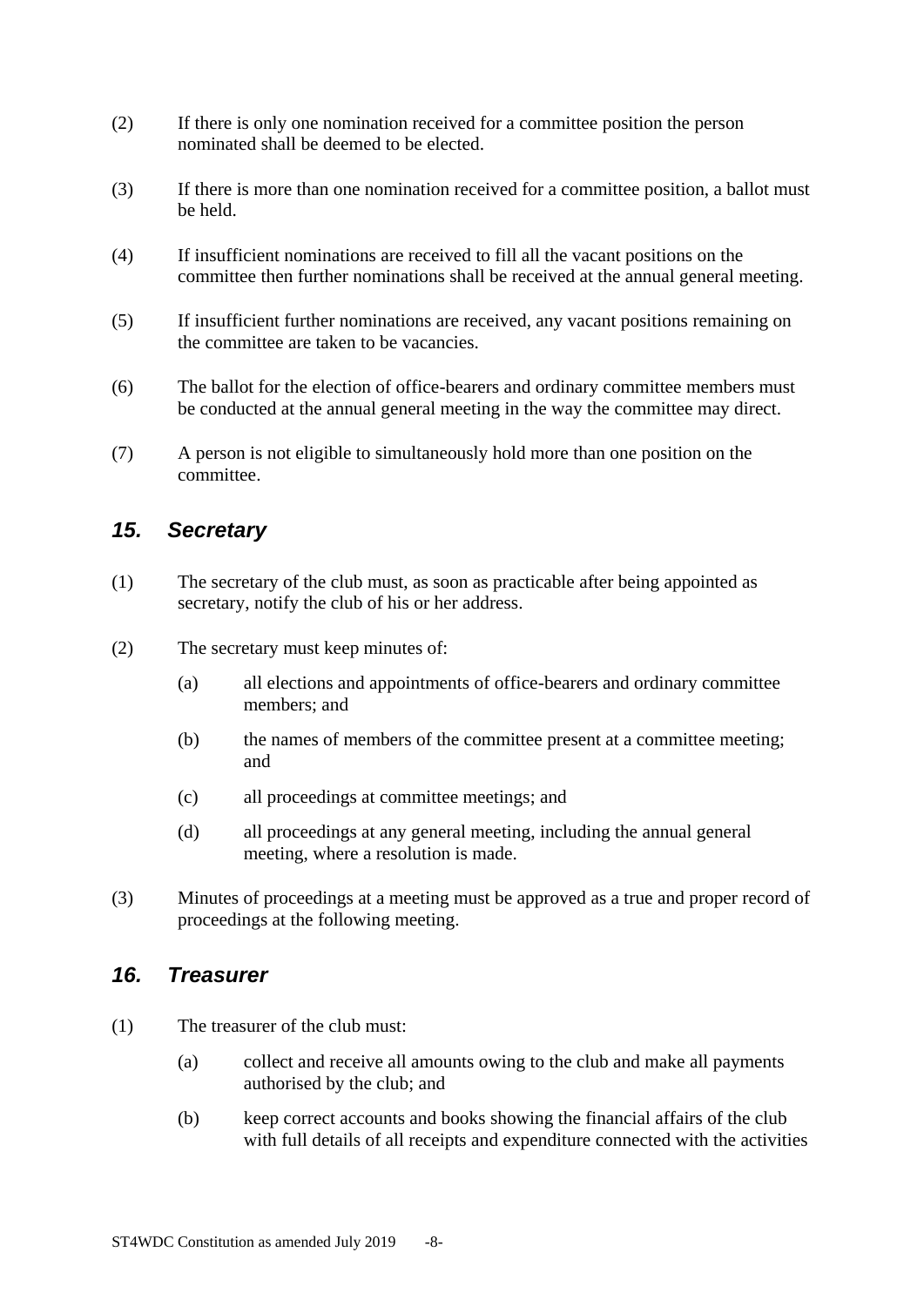(2) If there is only one nomination received for a committee position the person nominated shall be deemed to be elected.

(3) If there is more than one nomination received for a committee position, a ballot must be held.

(4) If insufficient nominations are received to fill all the vacant positions on the committee then further nominations shall be received at the annual general meeting.

(5) If insufficient further nominations are received, any vacant positions remaining on the committee are taken to be vacancies.

(6) The ballot for the election of office-bearers and ordinary committee members must be conducted at the annual general meeting in the way the committee may direct.

(7) A person is not eligible to simultaneously hold more than one position on the committee.

## *15. Secretary*

(1) The secretary of the club must, as soon as practicable after being appointed as secretary, notify the club of his or her address.

(2) The secretary must keep minutes of:

- (a) all elections and appointments of office-bearers and ordinary committee members; and
- (b) the names of members of the committee present at a committee meeting; and
- (c) all proceedings at committee meetings; and
- (d) all proceedings at any general meeting, including the annual general meeting, where a resolution is made.

(3) Minutes of proceedings at a meeting must be approved as a true and proper record of proceedings at the following meeting.

## *16. Treasurer*

(1) The treasurer of the club must:

- (a) collect and receive all amounts owing to the club and make all payments authorised by the club; and
- (b) keep correct accounts and books showing the financial affairs of the club with full details of all receipts and expenditure connected with the activities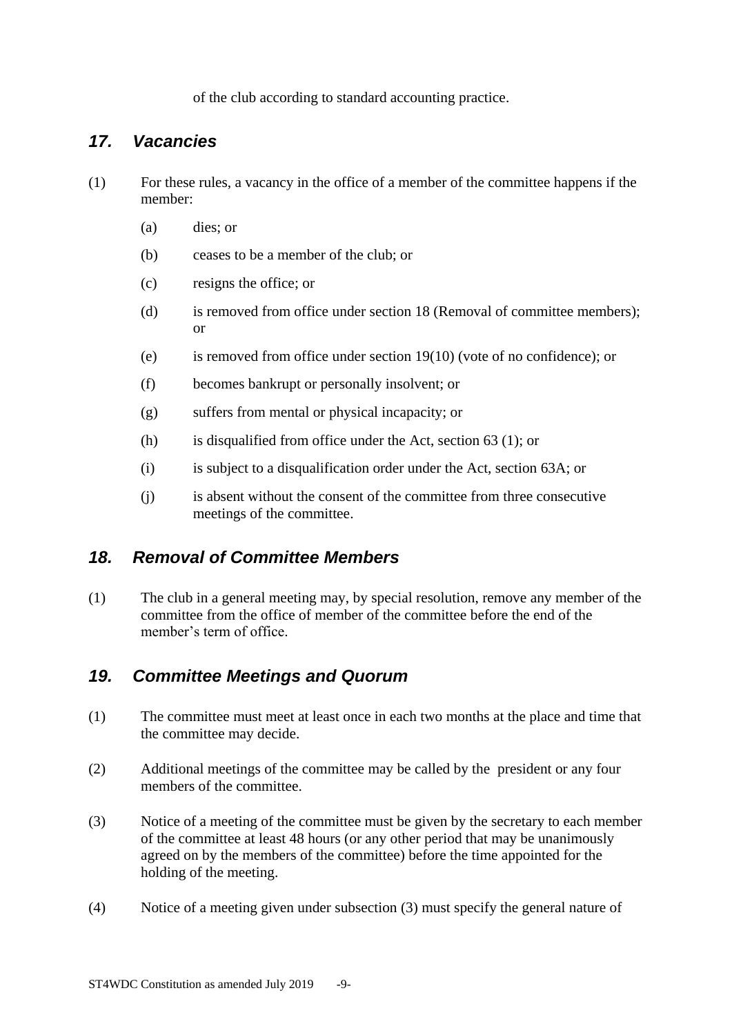of the club according to standard accounting practice.

## *17. Vacancies*

(1) For these rules, a vacancy in the office of a member of the committee happens if the member:

  (a) dies; or

  (b) ceases to be a member of the club; or

  (c) resigns the office; or

  (d) is removed from office under section 18 (Removal of committee members); or

  (e) is removed from office under section 19(10) (vote of no confidence); or

  (f) becomes bankrupt or personally insolvent; or

  (g) suffers from mental or physical incapacity; or

  (h) is disqualified from office under the Act, section 63 (1); or

  (i) is subject to a disqualification order under the Act, section 63A; or

  (j) is absent without the consent of the committee from three consecutive meetings of the committee.

## *18. Removal of Committee Members*

(1) The club in a general meeting may, by special resolution, remove any member of the committee from the office of member of the committee before the end of the member's term of office.

## *19. Committee Meetings and Quorum*

(1) The committee must meet at least once in each two months at the place and time that the committee may decide.

(2) Additional meetings of the committee may be called by the president or any four members of the committee.

(3) Notice of a meeting of the committee must be given by the secretary to each member of the committee at least 48 hours (or any other period that may be unanimously agreed on by the members of the committee) before the time appointed for the holding of the meeting.

(4) Notice of a meeting given under subsection (3) must specify the general nature of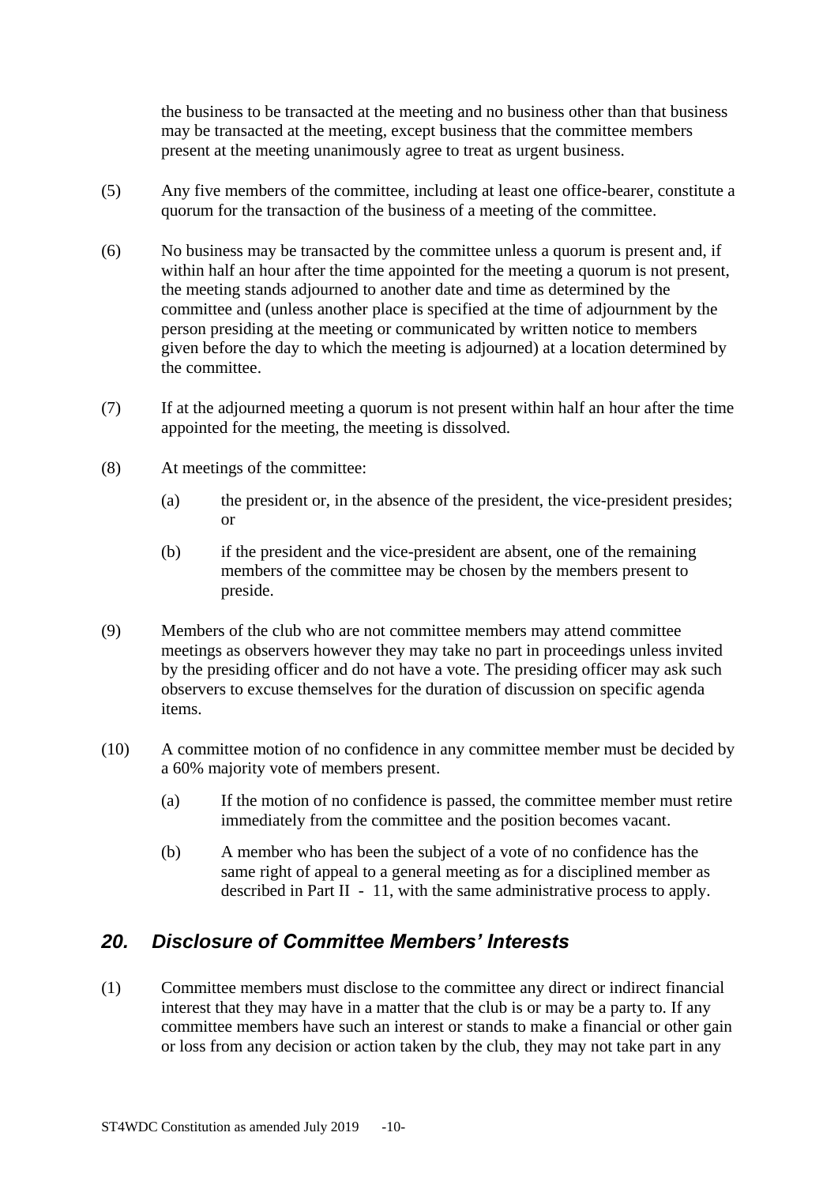the business to be transacted at the meeting and no business other than that business may be transacted at the meeting, except business that the committee members present at the meeting unanimously agree to treat as urgent business.

(5) Any five members of the committee, including at least one office-bearer, constitute a quorum for the transaction of the business of a meeting of the committee.

(6) No business may be transacted by the committee unless a quorum is present and, if within half an hour after the time appointed for the meeting a quorum is not present, the meeting stands adjourned to another date and time as determined by the committee and (unless another place is specified at the time of adjournment by the person presiding at the meeting or communicated by written notice to members given before the day to which the meeting is adjourned) at a location determined by the committee.

(7) If at the adjourned meeting a quorum is not present within half an hour after the time appointed for the meeting, the meeting is dissolved.

(8) At meetings of the committee:

(a) the president or, in the absence of the president, the vice-president presides; or

(b) if the president and the vice-president are absent, one of the remaining members of the committee may be chosen by the members present to preside.

(9) Members of the club who are not committee members may attend committee meetings as observers however they may take no part in proceedings unless invited by the presiding officer and do not have a vote. The presiding officer may ask such observers to excuse themselves for the duration of discussion on specific agenda items.

(10) A committee motion of no confidence in any committee member must be decided by a 60% majority vote of members present.

(a) If the motion of no confidence is passed, the committee member must retire immediately from the committee and the position becomes vacant.

(b) A member who has been the subject of a vote of no confidence has the same right of appeal to a general meeting as for a disciplined member as described in Part II - 11, with the same administrative process to apply.

## *20. Disclosure of Committee Members' Interests*

(1) Committee members must disclose to the committee any direct or indirect financial interest that they may have in a matter that the club is or may be a party to. If any committee members have such an interest or stands to make a financial or other gain or loss from any decision or action taken by the club, they may not take part in any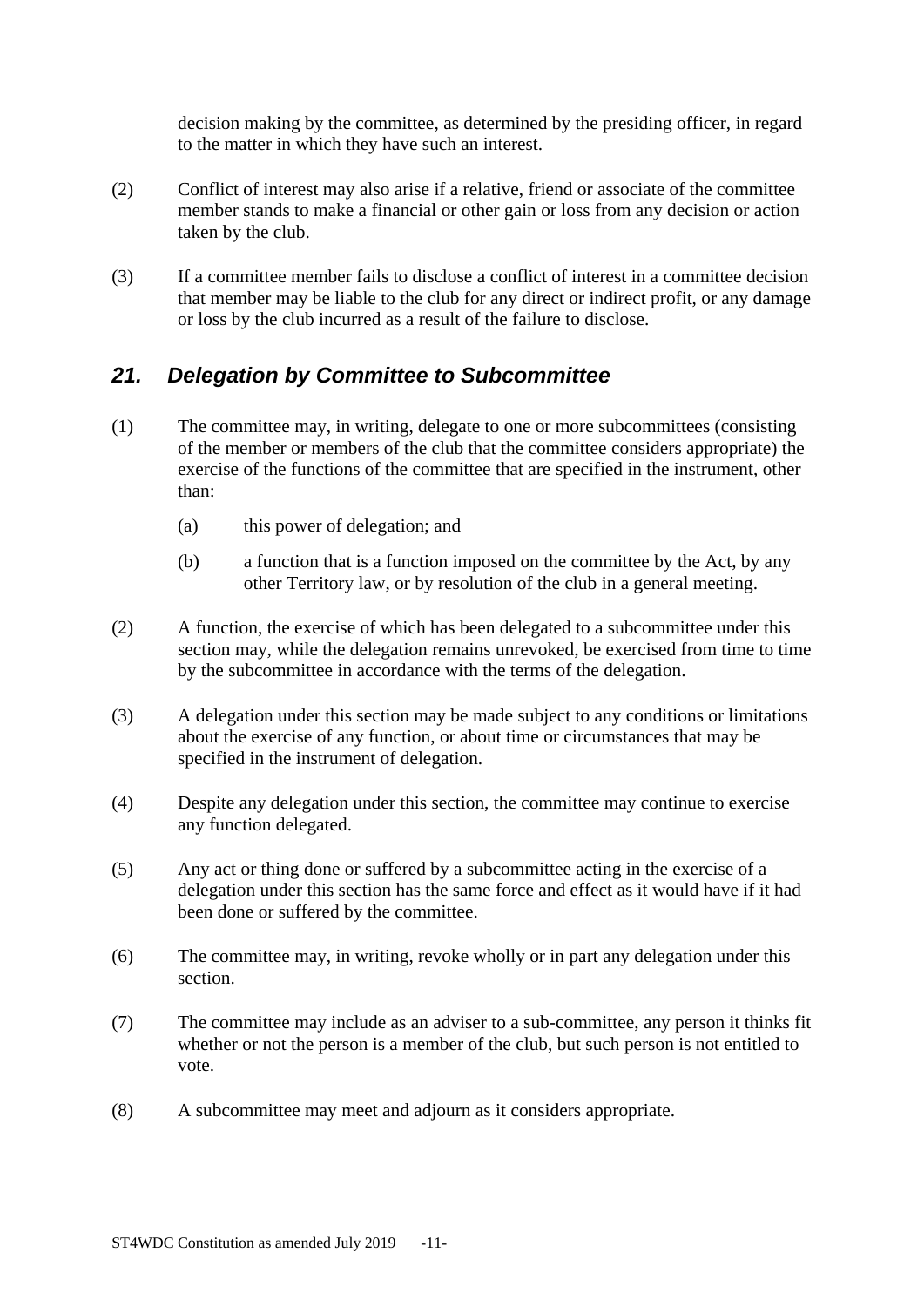decision making by the committee, as determined by the presiding officer, in regard to the matter in which they have such an interest.

(2) Conflict of interest may also arise if a relative, friend or associate of the committee member stands to make a financial or other gain or loss from any decision or action taken by the club.

(3) If a committee member fails to disclose a conflict of interest in a committee decision that member may be liable to the club for any direct or indirect profit, or any damage or loss by the club incurred as a result of the failure to disclose.

## *21. Delegation by Committee to Subcommittee*

(1) The committee may, in writing, delegate to one or more subcommittees (consisting of the member or members of the club that the committee considers appropriate) the exercise of the functions of the committee that are specified in the instrument, other than:

  (a) this power of delegation; and

  (b) a function that is a function imposed on the committee by the Act, by any other Territory law, or by resolution of the club in a general meeting.

(2) A function, the exercise of which has been delegated to a subcommittee under this section may, while the delegation remains unrevoked, be exercised from time to time by the subcommittee in accordance with the terms of the delegation.

(3) A delegation under this section may be made subject to any conditions or limitations about the exercise of any function, or about time or circumstances that may be specified in the instrument of delegation.

(4) Despite any delegation under this section, the committee may continue to exercise any function delegated.

(5) Any act or thing done or suffered by a subcommittee acting in the exercise of a delegation under this section has the same force and effect as it would have if it had been done or suffered by the committee.

(6) The committee may, in writing, revoke wholly or in part any delegation under this section.

(7) The committee may include as an adviser to a sub-committee, any person it thinks fit whether or not the person is a member of the club, but such person is not entitled to vote.

(8) A subcommittee may meet and adjourn as it considers appropriate.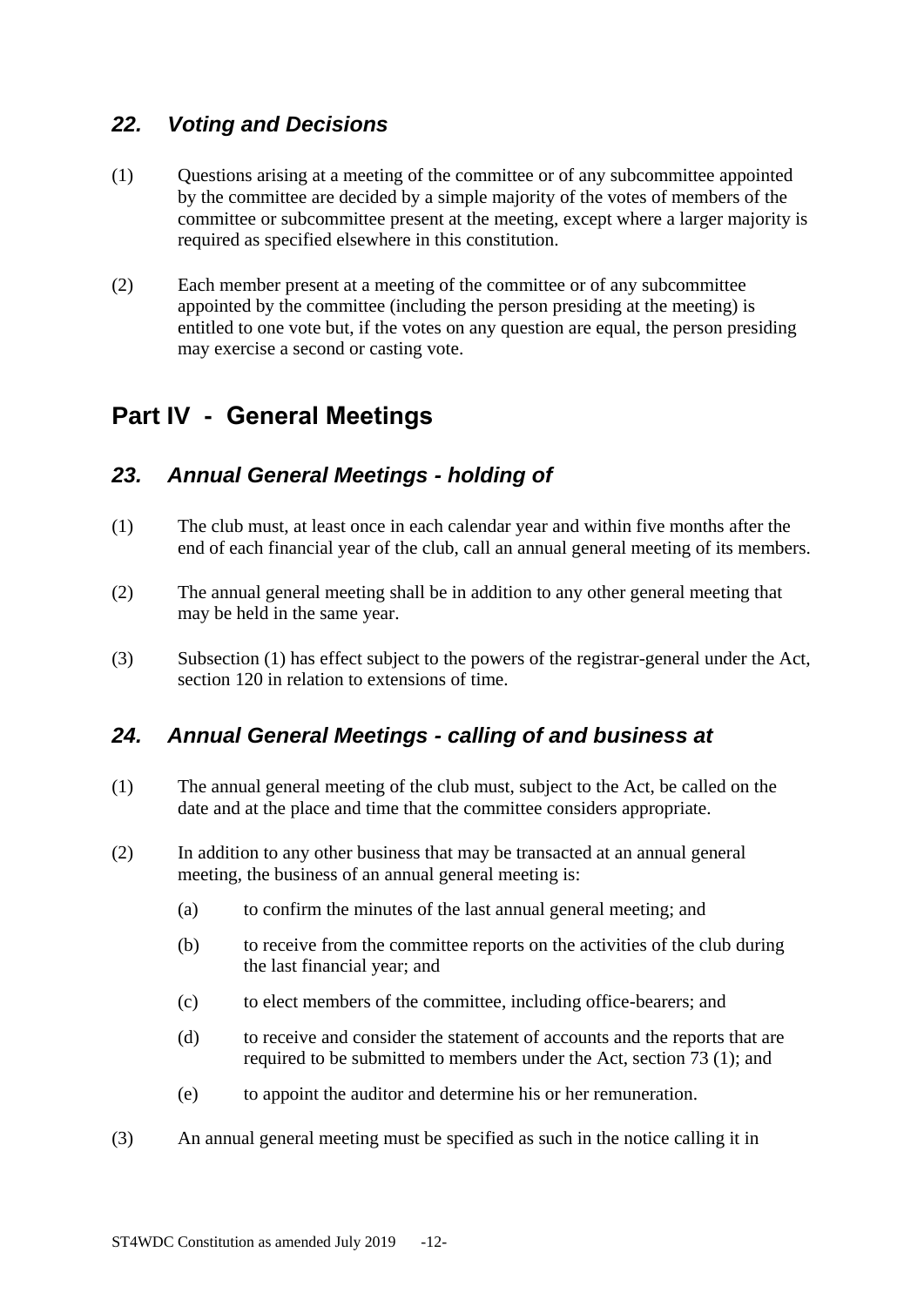### *22. Voting and Decisions*

(1) Questions arising at a meeting of the committee or of any subcommittee appointed by the committee are decided by a simple majority of the votes of members of the committee or subcommittee present at the meeting, except where a larger majority is required as specified elsewhere in this constitution.

(2) Each member present at a meeting of the committee or of any subcommittee appointed by the committee (including the person presiding at the meeting) is entitled to one vote but, if the votes on any question are equal, the person presiding may exercise a second or casting vote.

## Part IV - General Meetings

### *23. Annual General Meetings - holding of*

(1) The club must, at least once in each calendar year and within five months after the end of each financial year of the club, call an annual general meeting of its members.

(2) The annual general meeting shall be in addition to any other general meeting that may be held in the same year.

(3) Subsection (1) has effect subject to the powers of the registrar-general under the Act, section 120 in relation to extensions of time.

### *24. Annual General Meetings - calling of and business at*

(1) The annual general meeting of the club must, subject to the Act, be called on the date and at the place and time that the committee considers appropriate.

(2) In addition to any other business that may be transacted at an annual general meeting, the business of an annual general meeting is:

   (a) to confirm the minutes of the last annual general meeting; and

   (b) to receive from the committee reports on the activities of the club during the last financial year; and

   (c) to elect members of the committee, including office-bearers; and

   (d) to receive and consider the statement of accounts and the reports that are required to be submitted to members under the Act, section 73 (1); and

   (e) to appoint the auditor and determine his or her remuneration.

(3) An annual general meeting must be specified as such in the notice calling it in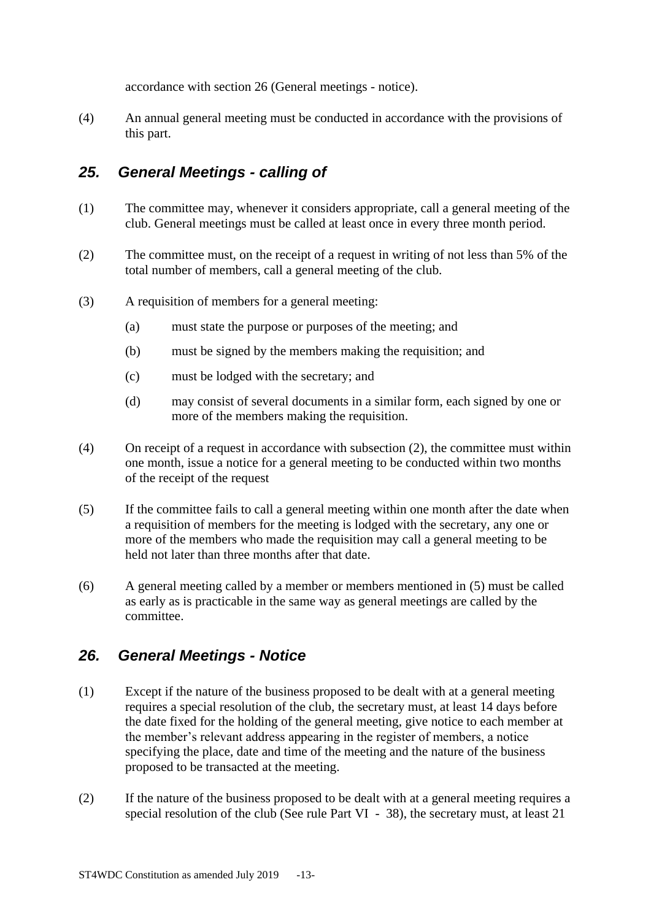accordance with section 26 (General meetings - notice).

(4) An annual general meeting must be conducted in accordance with the provisions of this part.

## *25. General Meetings - calling of*

(1) The committee may, whenever it considers appropriate, call a general meeting of the club. General meetings must be called at least once in every three month period.

(2) The committee must, on the receipt of a request in writing of not less than 5% of the total number of members, call a general meeting of the club.

(3) A requisition of members for a general meeting:

- (a) must state the purpose or purposes of the meeting; and
- (b) must be signed by the members making the requisition; and
- (c) must be lodged with the secretary; and
- (d) may consist of several documents in a similar form, each signed by one or more of the members making the requisition.

(4) On receipt of a request in accordance with subsection (2), the committee must within one month, issue a notice for a general meeting to be conducted within two months of the receipt of the request

(5) If the committee fails to call a general meeting within one month after the date when a requisition of members for the meeting is lodged with the secretary, any one or more of the members who made the requisition may call a general meeting to be held not later than three months after that date.

(6) A general meeting called by a member or members mentioned in (5) must be called as early as is practicable in the same way as general meetings are called by the committee.

## *26. General Meetings - Notice*

(1) Except if the nature of the business proposed to be dealt with at a general meeting requires a special resolution of the club, the secretary must, at least 14 days before the date fixed for the holding of the general meeting, give notice to each member at the member's relevant address appearing in the register of members, a notice specifying the place, date and time of the meeting and the nature of the business proposed to be transacted at the meeting.

(2) If the nature of the business proposed to be dealt with at a general meeting requires a special resolution of the club (See rule Part VI - 38), the secretary must, at least 21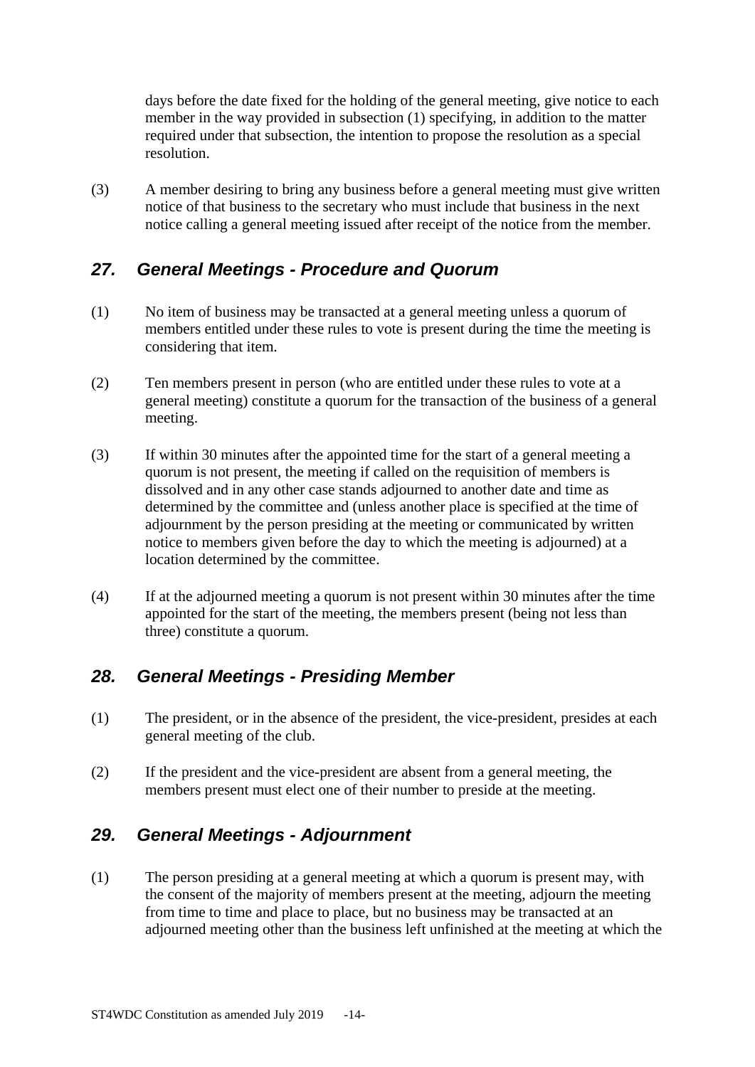days before the date fixed for the holding of the general meeting, give notice to each member in the way provided in subsection (1) specifying, in addition to the matter required under that subsection, the intention to propose the resolution as a special resolution.

(3) A member desiring to bring any business before a general meeting must give written notice of that business to the secretary who must include that business in the next notice calling a general meeting issued after receipt of the notice from the member.

## *27. General Meetings - Procedure and Quorum*

(1) No item of business may be transacted at a general meeting unless a quorum of members entitled under these rules to vote is present during the time the meeting is considering that item.

(2) Ten members present in person (who are entitled under these rules to vote at a general meeting) constitute a quorum for the transaction of the business of a general meeting.

(3) If within 30 minutes after the appointed time for the start of a general meeting a quorum is not present, the meeting if called on the requisition of members is dissolved and in any other case stands adjourned to another date and time as determined by the committee and (unless another place is specified at the time of adjournment by the person presiding at the meeting or communicated by written notice to members given before the day to which the meeting is adjourned) at a location determined by the committee.

(4) If at the adjourned meeting a quorum is not present within 30 minutes after the time appointed for the start of the meeting, the members present (being not less than three) constitute a quorum.

## *28. General Meetings - Presiding Member*

(1) The president, or in the absence of the president, the vice-president, presides at each general meeting of the club.

(2) If the president and the vice-president are absent from a general meeting, the members present must elect one of their number to preside at the meeting.

## *29. General Meetings - Adjournment*

(1) The person presiding at a general meeting at which a quorum is present may, with the consent of the majority of members present at the meeting, adjourn the meeting from time to time and place to place, but no business may be transacted at an adjourned meeting other than the business left unfinished at the meeting at which the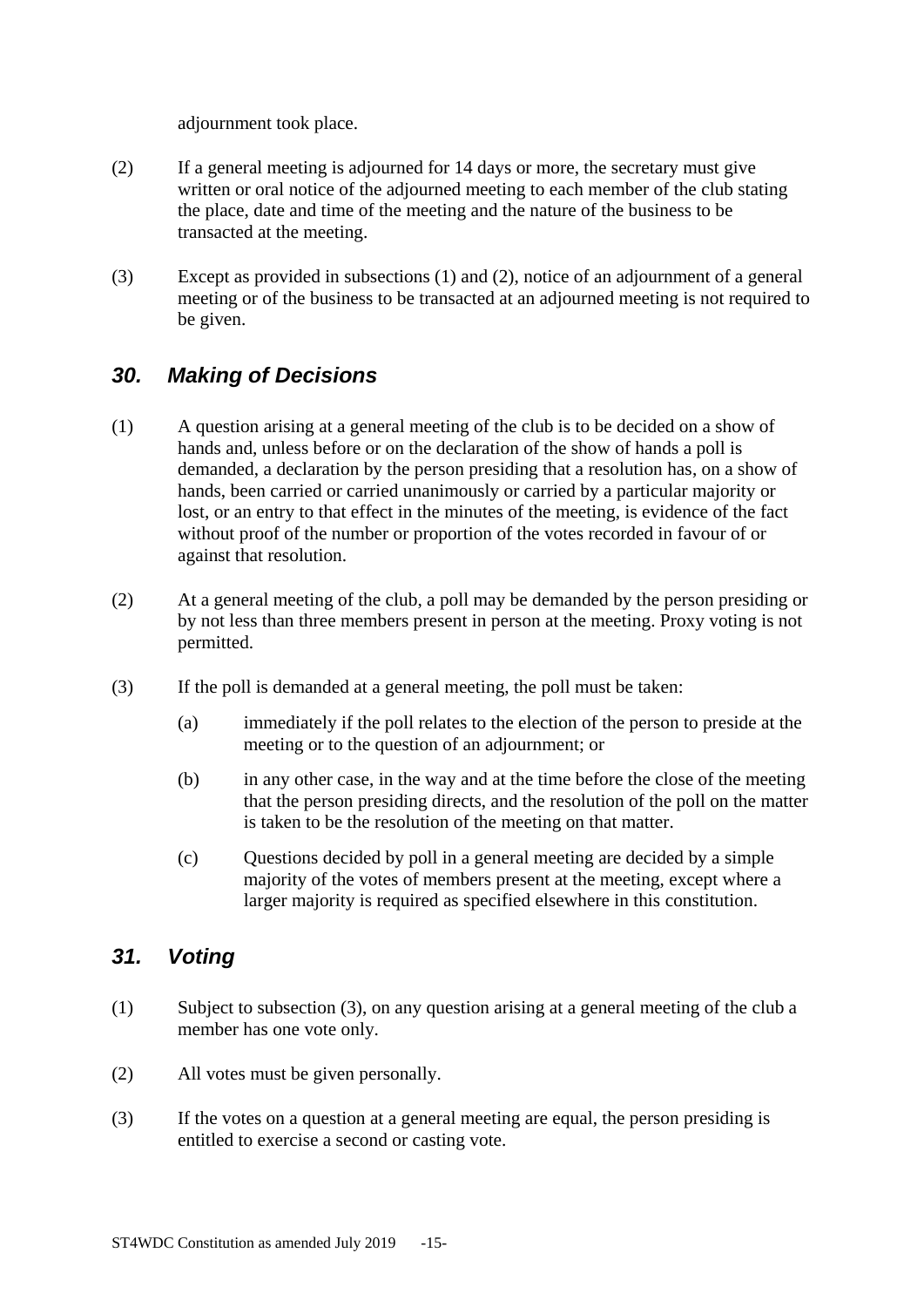adjournment took place.

(2) If a general meeting is adjourned for 14 days or more, the secretary must give written or oral notice of the adjourned meeting to each member of the club stating the place, date and time of the meeting and the nature of the business to be transacted at the meeting.

(3) Except as provided in subsections (1) and (2), notice of an adjournment of a general meeting or of the business to be transacted at an adjourned meeting is not required to be given.

## *30. Making of Decisions*

(1) A question arising at a general meeting of the club is to be decided on a show of hands and, unless before or on the declaration of the show of hands a poll is demanded, a declaration by the person presiding that a resolution has, on a show of hands, been carried or carried unanimously or carried by a particular majority or lost, or an entry to that effect in the minutes of the meeting, is evidence of the fact without proof of the number or proportion of the votes recorded in favour of or against that resolution.

(2) At a general meeting of the club, a poll may be demanded by the person presiding or by not less than three members present in person at the meeting. Proxy voting is not permitted.

(3) If the poll is demanded at a general meeting, the poll must be taken:

- (a) immediately if the poll relates to the election of the person to preside at the meeting or to the question of an adjournment; or
- (b) in any other case, in the way and at the time before the close of the meeting that the person presiding directs, and the resolution of the poll on the matter is taken to be the resolution of the meeting on that matter.
- (c) Questions decided by poll in a general meeting are decided by a simple majority of the votes of members present at the meeting, except where a larger majority is required as specified elsewhere in this constitution.

## *31. Voting*

(1) Subject to subsection (3), on any question arising at a general meeting of the club a member has one vote only.

(2) All votes must be given personally.

(3) If the votes on a question at a general meeting are equal, the person presiding is entitled to exercise a second or casting vote.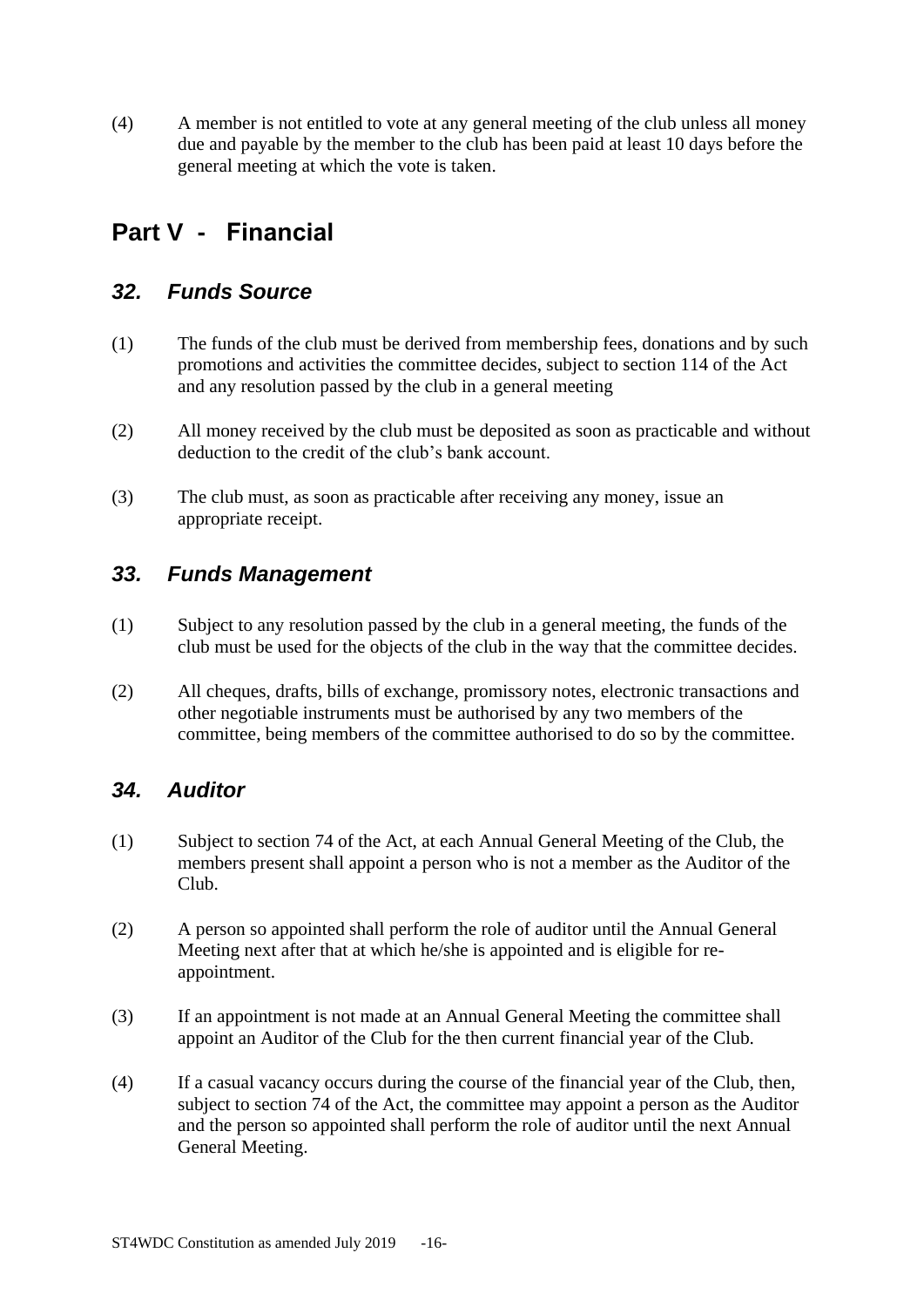(4) A member is not entitled to vote at any general meeting of the club unless all money due and payable by the member to the club has been paid at least 10 days before the general meeting at which the vote is taken.

## Part V - Financial

### *32. Funds Source*

(1) The funds of the club must be derived from membership fees, donations and by such promotions and activities the committee decides, subject to section 114 of the Act and any resolution passed by the club in a general meeting

(2) All money received by the club must be deposited as soon as practicable and without deduction to the credit of the club's bank account.

(3) The club must, as soon as practicable after receiving any money, issue an appropriate receipt.

### *33. Funds Management*

(1) Subject to any resolution passed by the club in a general meeting, the funds of the club must be used for the objects of the club in the way that the committee decides.

(2) All cheques, drafts, bills of exchange, promissory notes, electronic transactions and other negotiable instruments must be authorised by any two members of the committee, being members of the committee authorised to do so by the committee.

### *34. Auditor*

(1) Subject to section 74 of the Act, at each Annual General Meeting of the Club, the members present shall appoint a person who is not a member as the Auditor of the Club.

(2) A person so appointed shall perform the role of auditor until the Annual General Meeting next after that at which he/she is appointed and is eligible for re-appointment.

(3) If an appointment is not made at an Annual General Meeting the committee shall appoint an Auditor of the Club for the then current financial year of the Club.

(4) If a casual vacancy occurs during the course of the financial year of the Club, then, subject to section 74 of the Act, the committee may appoint a person as the Auditor and the person so appointed shall perform the role of auditor until the next Annual General Meeting.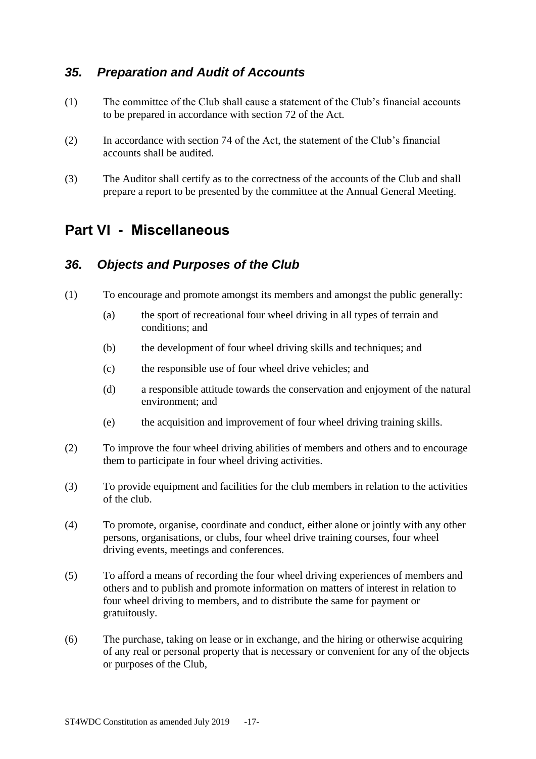### *35. Preparation and Audit of Accounts*

(1) The committee of the Club shall cause a statement of the Club's financial accounts to be prepared in accordance with section 72 of the Act.

(2) In accordance with section 74 of the Act, the statement of the Club's financial accounts shall be audited.

(3) The Auditor shall certify as to the correctness of the accounts of the Club and shall prepare a report to be presented by the committee at the Annual General Meeting.

## Part VI - Miscellaneous

### *36. Objects and Purposes of the Club*

(1) To encourage and promote amongst its members and amongst the public generally:

- (a) the sport of recreational four wheel driving in all types of terrain and conditions; and
- (b) the development of four wheel driving skills and techniques; and
- (c) the responsible use of four wheel drive vehicles; and
- (d) a responsible attitude towards the conservation and enjoyment of the natural environment; and
- (e) the acquisition and improvement of four wheel driving training skills.

(2) To improve the four wheel driving abilities of members and others and to encourage them to participate in four wheel driving activities.

(3) To provide equipment and facilities for the club members in relation to the activities of the club.

(4) To promote, organise, coordinate and conduct, either alone or jointly with any other persons, organisations, or clubs, four wheel drive training courses, four wheel driving events, meetings and conferences.

(5) To afford a means of recording the four wheel driving experiences of members and others and to publish and promote information on matters of interest in relation to four wheel driving to members, and to distribute the same for payment or gratuitously.

(6) The purchase, taking on lease or in exchange, and the hiring or otherwise acquiring of any real or personal property that is necessary or convenient for any of the objects or purposes of the Club,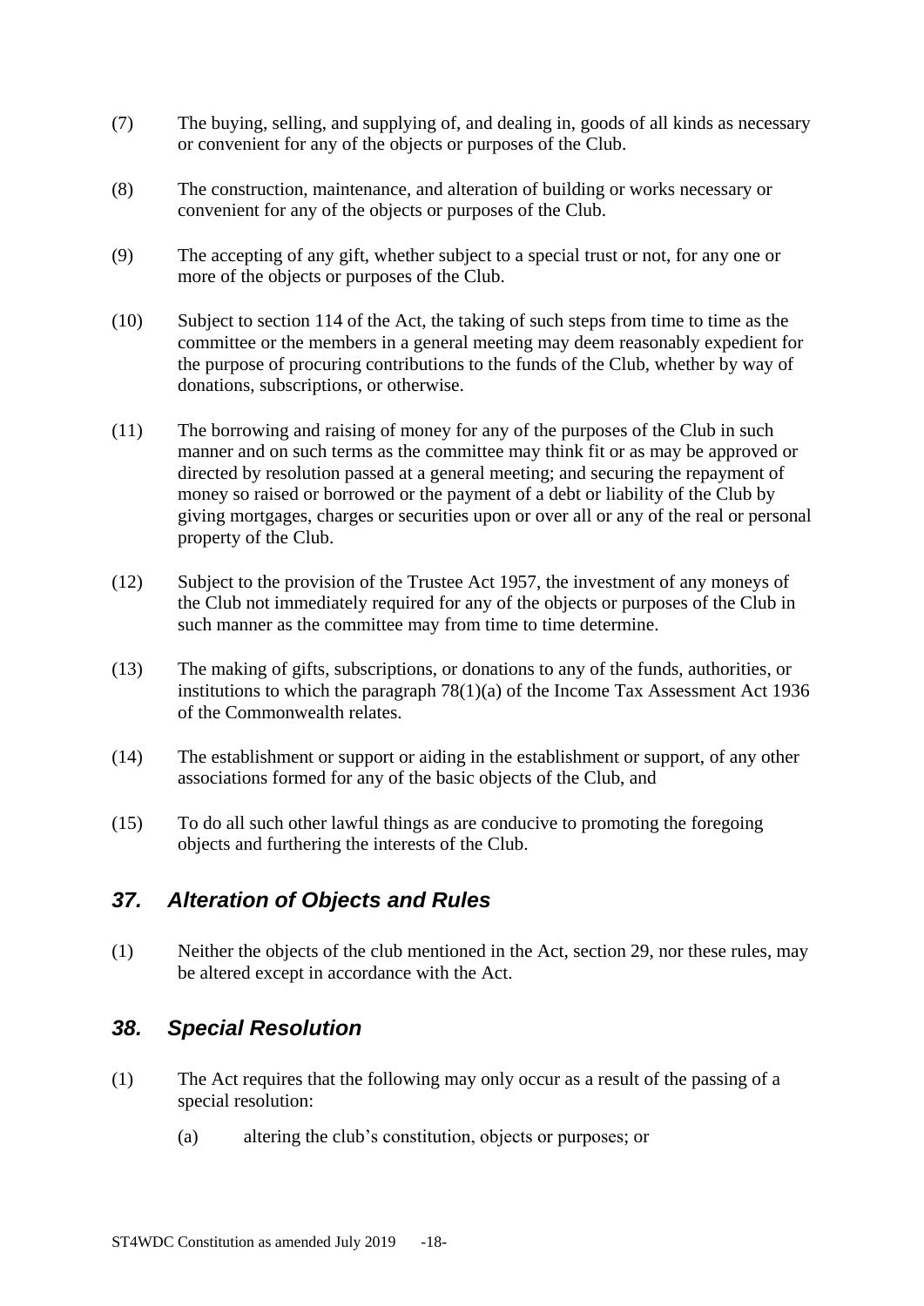(7) The buying, selling, and supplying of, and dealing in, goods of all kinds as necessary or convenient for any of the objects or purposes of the Club.

(8) The construction, maintenance, and alteration of building or works necessary or convenient for any of the objects or purposes of the Club.

(9) The accepting of any gift, whether subject to a special trust or not, for any one or more of the objects or purposes of the Club.

(10) Subject to section 114 of the Act, the taking of such steps from time to time as the committee or the members in a general meeting may deem reasonably expedient for the purpose of procuring contributions to the funds of the Club, whether by way of donations, subscriptions, or otherwise.

(11) The borrowing and raising of money for any of the purposes of the Club in such manner and on such terms as the committee may think fit or as may be approved or directed by resolution passed at a general meeting; and securing the repayment of money so raised or borrowed or the payment of a debt or liability of the Club by giving mortgages, charges or securities upon or over all or any of the real or personal property of the Club.

(12) Subject to the provision of the Trustee Act 1957, the investment of any moneys of the Club not immediately required for any of the objects or purposes of the Club in such manner as the committee may from time to time determine.

(13) The making of gifts, subscriptions, or donations to any of the funds, authorities, or institutions to which the paragraph 78(1)(a) of the Income Tax Assessment Act 1936 of the Commonwealth relates.

(14) The establishment or support or aiding in the establishment or support, of any other associations formed for any of the basic objects of the Club, and

(15) To do all such other lawful things as are conducive to promoting the foregoing objects and furthering the interests of the Club.

## *37. Alteration of Objects and Rules*

(1) Neither the objects of the club mentioned in the Act, section 29, nor these rules, may be altered except in accordance with the Act.

## *38. Special Resolution*

(1) The Act requires that the following may only occur as a result of the passing of a special resolution:

   (a) altering the club's constitution, objects or purposes; or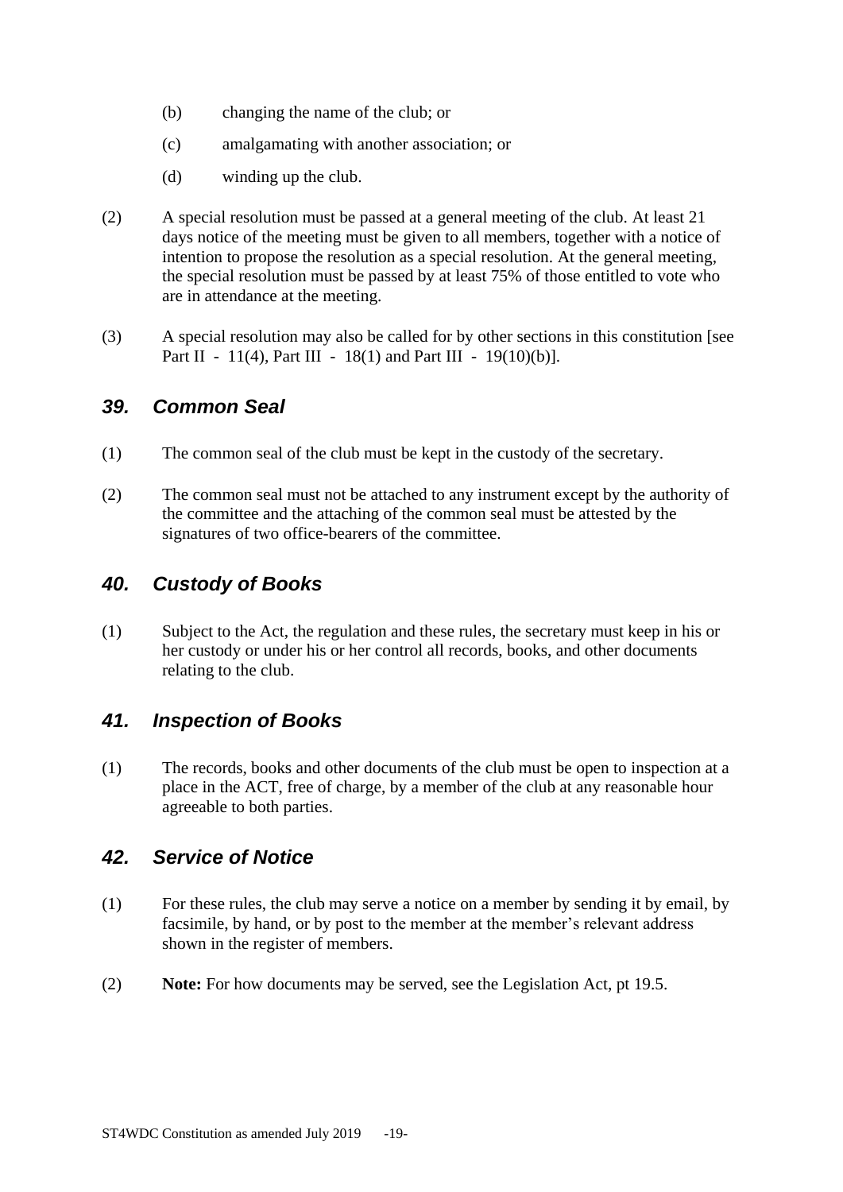(b) changing the name of the club; or

(c) amalgamating with another association; or

(d) winding up the club.

(2) A special resolution must be passed at a general meeting of the club. At least 21 days notice of the meeting must be given to all members, together with a notice of intention to propose the resolution as a special resolution. At the general meeting, the special resolution must be passed by at least 75% of those entitled to vote who are in attendance at the meeting.

(3) A special resolution may also be called for by other sections in this constitution [see Part II - 11(4), Part III - 18(1) and Part III - 19(10)(b)].

## *39. Common Seal*

(1) The common seal of the club must be kept in the custody of the secretary.

(2) The common seal must not be attached to any instrument except by the authority of the committee and the attaching of the common seal must be attested by the signatures of two office-bearers of the committee.

## *40. Custody of Books*

(1) Subject to the Act, the regulation and these rules, the secretary must keep in his or her custody or under his or her control all records, books, and other documents relating to the club.

## *41. Inspection of Books*

(1) The records, books and other documents of the club must be open to inspection at a place in the ACT, free of charge, by a member of the club at any reasonable hour agreeable to both parties.

## *42. Service of Notice*

(1) For these rules, the club may serve a notice on a member by sending it by email, by facsimile, by hand, or by post to the member at the member's relevant address shown in the register of members.

(2) **Note:** For how documents may be served, see the Legislation Act, pt 19.5.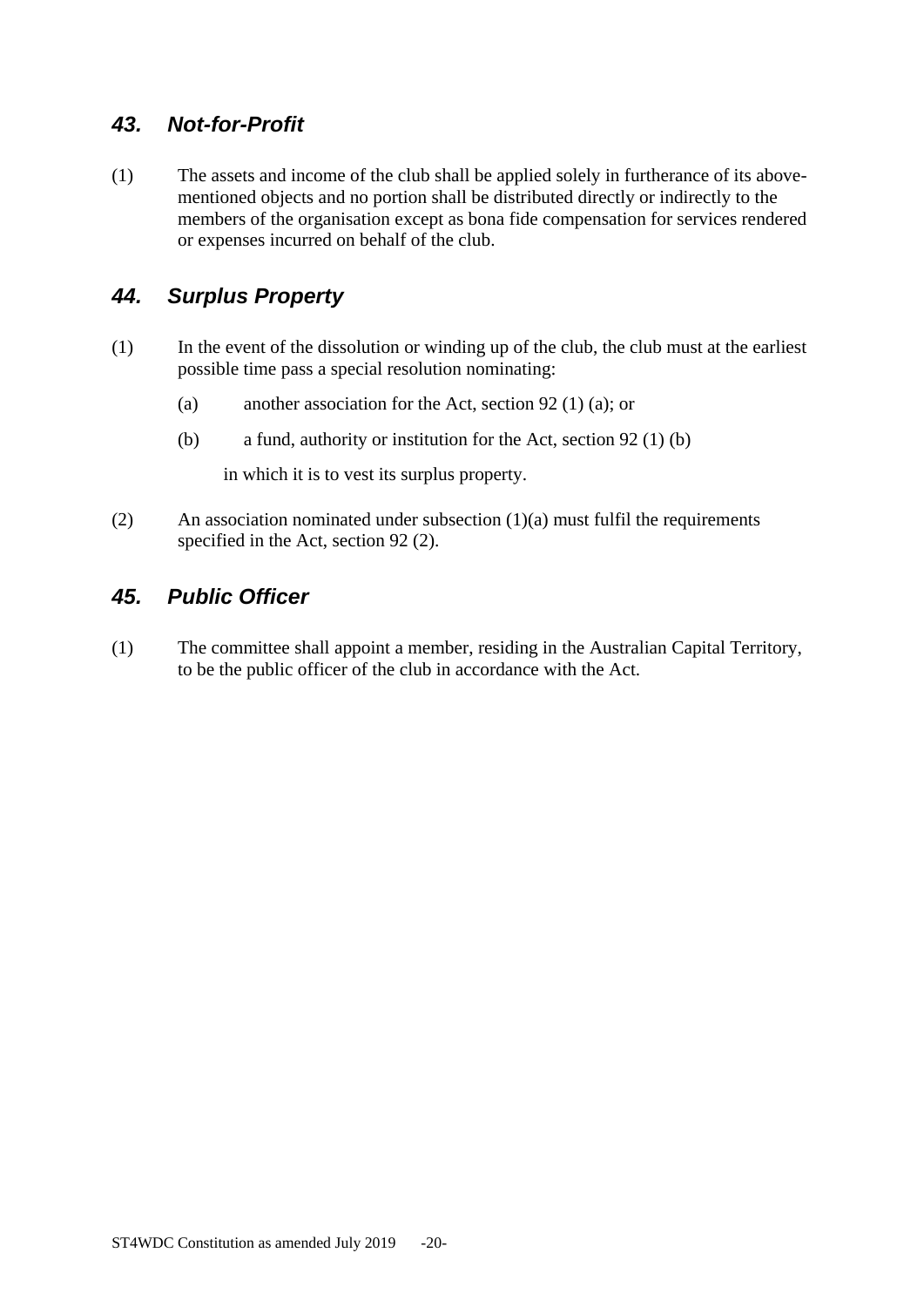## *43. Not-for-Profit*

(1) The assets and income of the club shall be applied solely in furtherance of its above-mentioned objects and no portion shall be distributed directly or indirectly to the members of the organisation except as bona fide compensation for services rendered or expenses incurred on behalf of the club.

## *44. Surplus Property*

(1) In the event of the dissolution or winding up of the club, the club must at the earliest possible time pass a special resolution nominating:

   (a) another association for the Act, section 92 (1) (a); or

   (b) a fund, authority or institution for the Act, section 92 (1) (b)

   in which it is to vest its surplus property.

(2) An association nominated under subsection (1)(a) must fulfil the requirements specified in the Act, section 92 (2).

## *45. Public Officer*

(1) The committee shall appoint a member, residing in the Australian Capital Territory, to be the public officer of the club in accordance with the Act.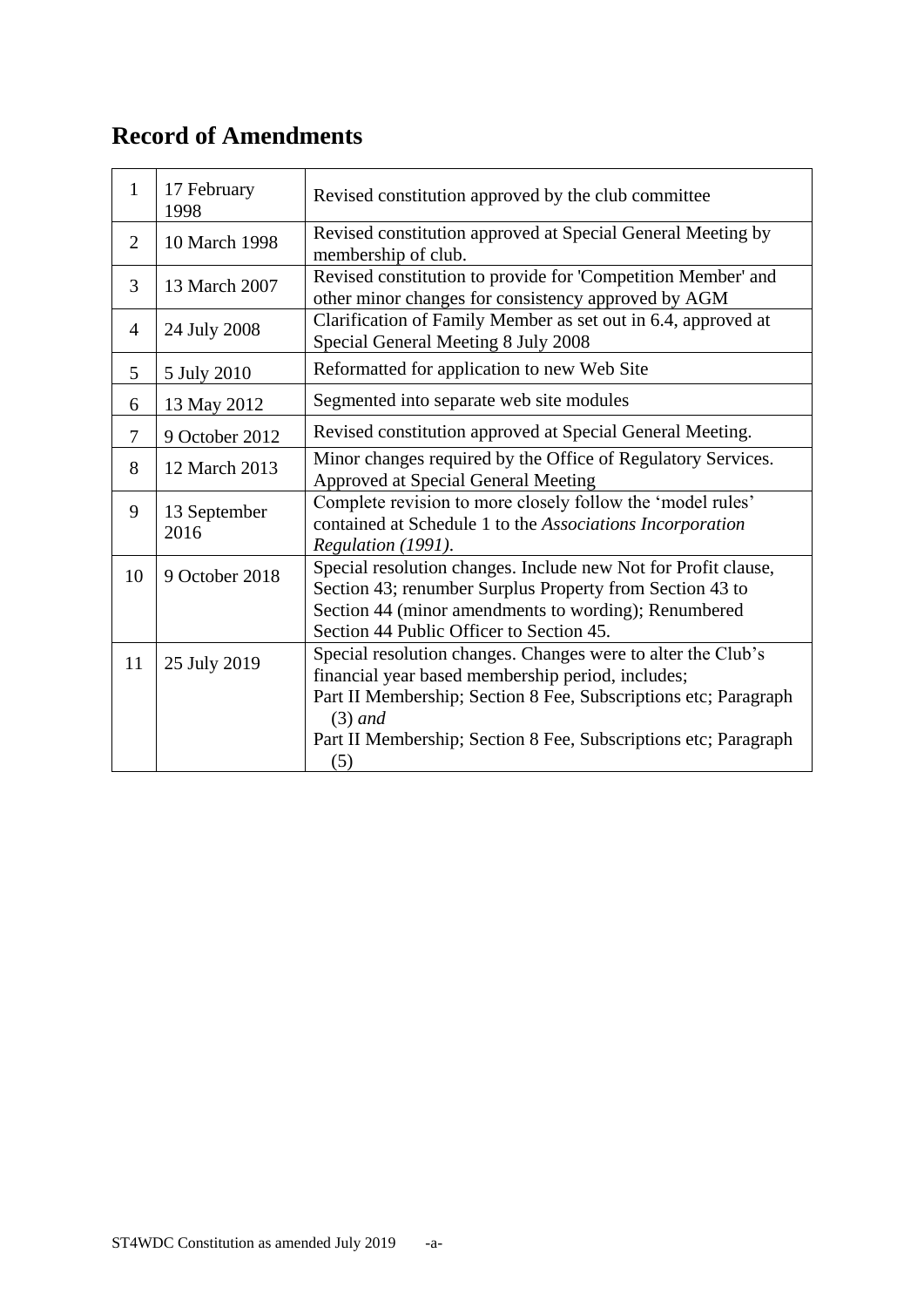## Record of Amendments

| | | |
|---|---|---|
| 1 | 17 February 1998 | Revised constitution approved by the club committee |
| 2 | 10 March 1998 | Revised constitution approved at Special General Meeting by membership of club. |
| 3 | 13 March 2007 | Revised constitution to provide for 'Competition Member' and other minor changes for consistency approved by AGM |
| 4 | 24 July 2008 | Clarification of Family Member as set out in 6.4, approved at Special General Meeting 8 July 2008 |
| 5 | 5 July 2010 | Reformatted for application to new Web Site |
| 6 | 13 May 2012 | Segmented into separate web site modules |
| 7 | 9 October 2012 | Revised constitution approved at Special General Meeting. |
| 8 | 12 March 2013 | Minor changes required by the Office of Regulatory Services. Approved at Special General Meeting |
| 9 | 13 September 2016 | Complete revision to more closely follow the 'model rules' contained at Schedule 1 to the *Associations Incorporation Regulation (1991)*. |
| 10 | 9 October 2018 | Special resolution changes. Include new Not for Profit clause, Section 43; renumber Surplus Property from Section 43 to Section 44 (minor amendments to wording); Renumbered Section 44 Public Officer to Section 45. |
| 11 | 25 July 2019 | Special resolution changes. Changes were to alter the Club's financial year based membership period, includes; Part II Membership; Section 8 Fee, Subscriptions etc; Paragraph (3) *and* Part II Membership; Section 8 Fee, Subscriptions etc; Paragraph (5) |